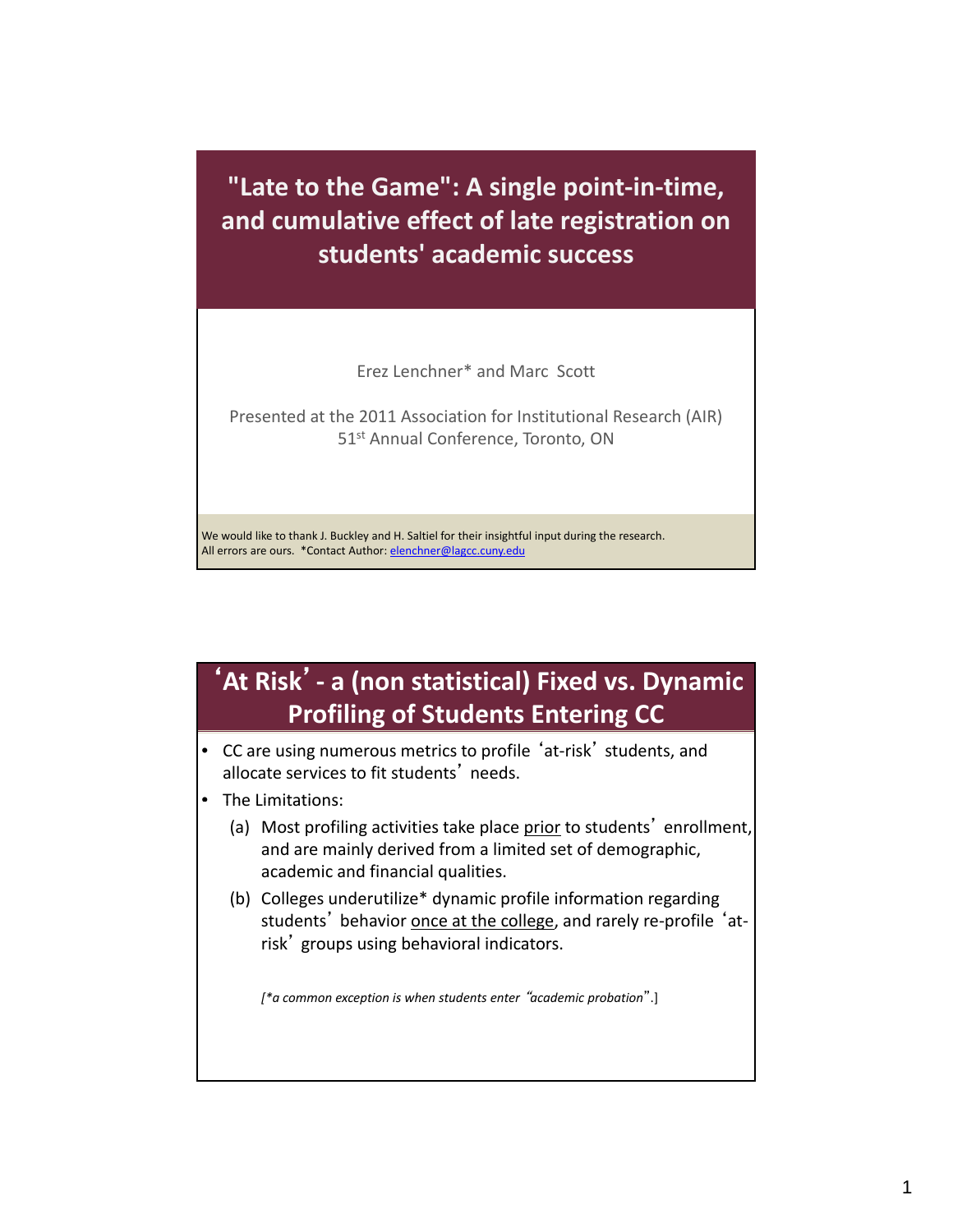# "Late to the Game": A single point-in-time, and cumulative effect of late registration on students' academic success

Erez Lenchner* and Marc Scott

Presented at the 2011 Association for Institutional Research (AIR) 51st Annual Conference, Toronto, ON

We would like to thank J. Buckley and H. Saltiel for their insightful input during the research. All errors are ours. *Contact Author: elenchner@lagcc.cuny.edu

## 'At Risk' - a (non statistical) Fixed vs. Dynamic Profiling of Students Entering CC

- CC are using numerous metrics to profile 'at-risk' students, and allocate services to fit students' needs.
- The Limitations:
  - (a) Most profiling activities take place prior to students' enrollment, and are mainly derived from a limited set of demographic, academic and financial qualities.
  - (b) Colleges underutilize* dynamic profile information regarding students' behavior once at the college, and rarely re-profile 'at-risk' groups using behavioral indicators.

*[*a common exception is when students enter "academic probation".]*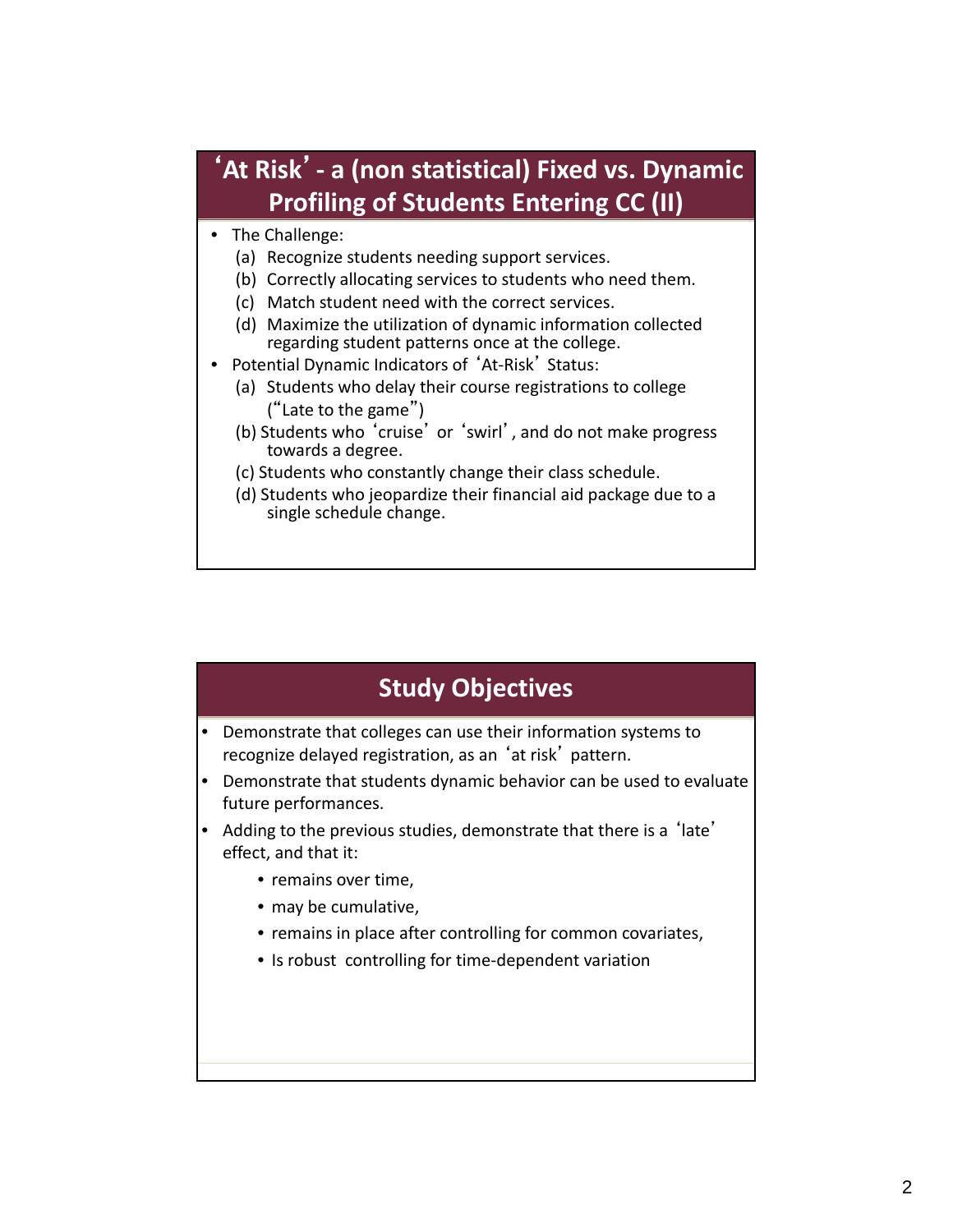## ‘At Risk’ - a (non statistical) Fixed vs. Dynamic Profiling of Students Entering CC (II)

- The Challenge:
  - (a) Recognize students needing support services.
  - (b) Correctly allocating services to students who need them.
  - (c) Match student need with the correct services.
  - (d) Maximize the utilization of dynamic information collected regarding student patterns once at the college.
- Potential Dynamic Indicators of ‘At-Risk’ Status:
  - (a) Students who delay their course registrations to college (“Late to the game”)
  - (b) Students who ‘cruise’ or ‘swirl’, and do not make progress towards a degree.
  - (c) Students who constantly change their class schedule.
  - (d) Students who jeopardize their financial aid package due to a single schedule change.

## Study Objectives

- Demonstrate that colleges can use their information systems to recognize delayed registration, as an ‘at risk’ pattern.
- Demonstrate that students dynamic behavior can be used to evaluate future performances.
- Adding to the previous studies, demonstrate that there is a ‘late’ effect, and that it:
  - remains over time,
  - may be cumulative,
  - remains in place after controlling for common covariates,
  - Is robust controlling for time-dependent variation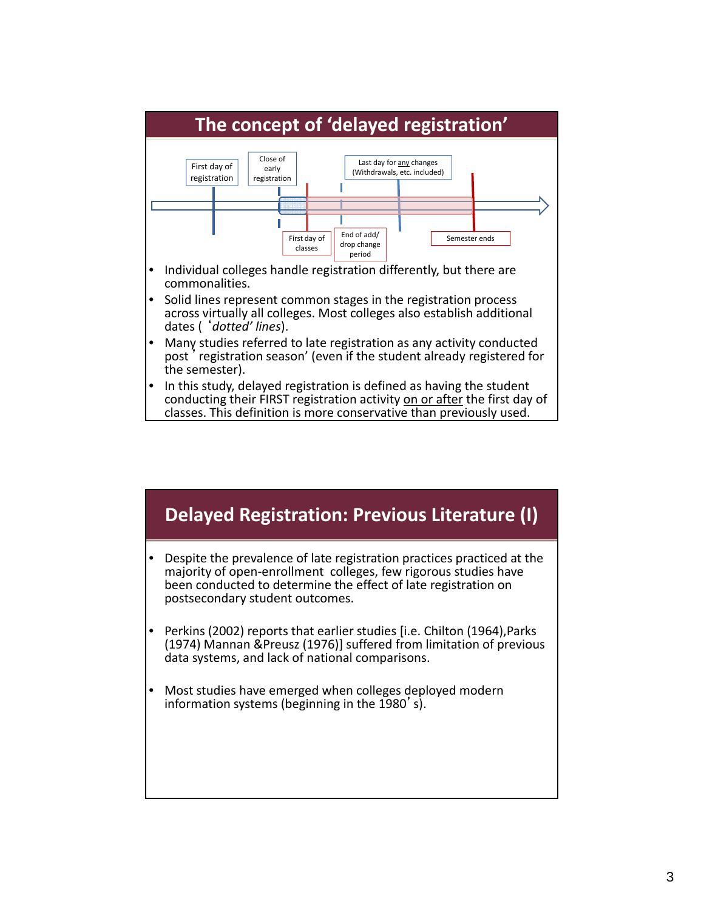## The concept of 'delayed registration'

First day of registration

Close of early registration

Last day for any changes (Withdrawals, etc. included)

First day of classes

End of add/ drop change period

Semester ends

- Individual colleges handle registration differently, but there are commonalities.
- Solid lines represent common stages in the registration process across virtually all colleges. Most colleges also establish additional dates ( '*dotted' lines*).
- Many studies referred to late registration as any activity conducted post ' registration season' (even if the student already registered for the semester).
- In this study, delayed registration is defined as having the student conducting their FIRST registration activity on or after the first day of classes. This definition is more conservative than previously used.

## Delayed Registration: Previous Literature (I)

- Despite the prevalence of late registration practices practiced at the majority of open-enrollment colleges, few rigorous studies have been conducted to determine the effect of late registration on postsecondary student outcomes.
- Perkins (2002) reports that earlier studies [i.e. Chilton (1964),Parks (1974) Mannan &Preusz (1976)] suffered from limitation of previous data systems, and lack of national comparisons.
- Most studies have emerged when colleges deployed modern information systems (beginning in the 1980's).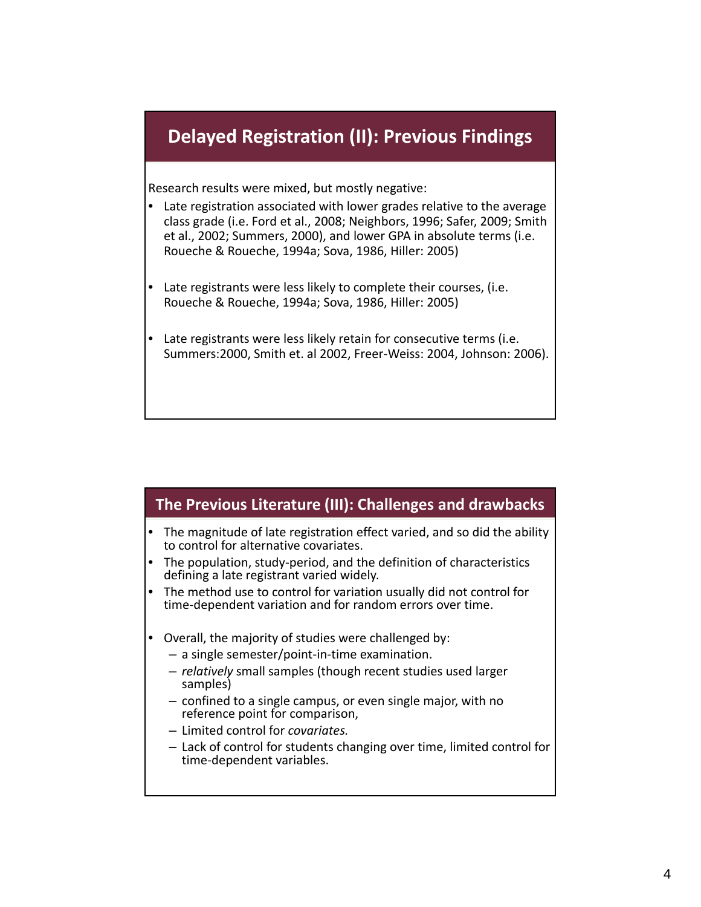## Delayed Registration (II): Previous Findings

Research results were mixed, but mostly negative:

- Late registration associated with lower grades relative to the average class grade (i.e. Ford et al., 2008; Neighbors, 1996; Safer, 2009; Smith et al., 2002; Summers, 2000), and lower GPA in absolute terms (i.e. Roueche & Roueche, 1994a; Sova, 1986, Hiller: 2005)

- Late registrants were less likely to complete their courses, (i.e. Roueche & Roueche, 1994a; Sova, 1986, Hiller: 2005)

- Late registrants were less likely retain for consecutive terms (i.e. Summers:2000, Smith et. al 2002, Freer-Weiss: 2004, Johnson: 2006).

## The Previous Literature (III): Challenges and drawbacks

- The magnitude of late registration effect varied, and so did the ability to control for alternative covariates.
- The population, study-period, and the definition of characteristics defining a late registrant varied widely.
- The method use to control for variation usually did not control for time-dependent variation and for random errors over time.

- Overall, the majority of studies were challenged by:
  - a single semester/point-in-time examination.
  - *relatively* small samples (though recent studies used larger samples)
  - confined to a single campus, or even single major, with no reference point for comparison,
  - Limited control for *covariates.*
  - Lack of control for students changing over time, limited control for time-dependent variables.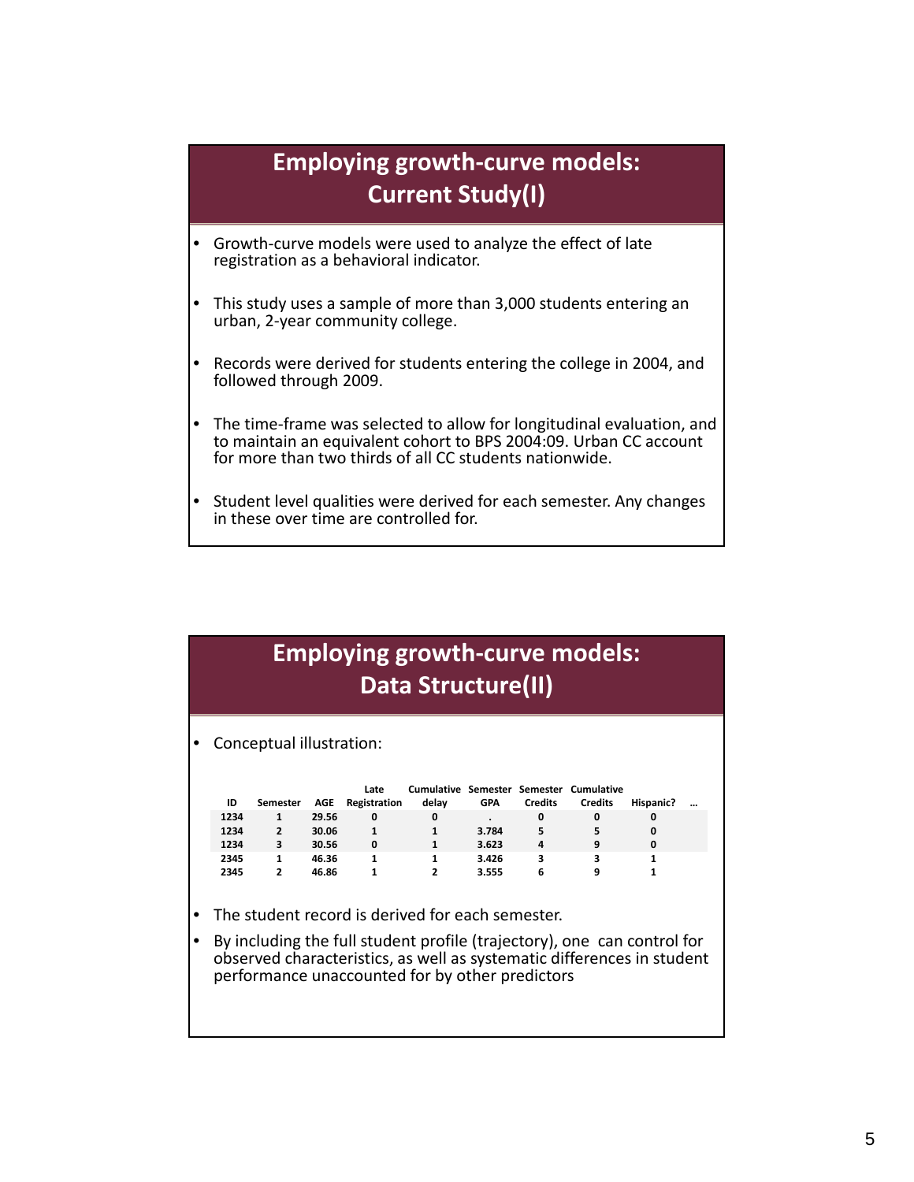## Employing growth-curve models: Current Study(I)

- Growth-curve models were used to analyze the effect of late registration as a behavioral indicator.
- This study uses a sample of more than 3,000 students entering an urban, 2-year community college.
- Records were derived for students entering the college in 2004, and followed through 2009.
- The time-frame was selected to allow for longitudinal evaluation, and to maintain an equivalent cohort to BPS 2004:09. Urban CC account for more than two thirds of all CC students nationwide.
- Student level qualities were derived for each semester. Any changes in these over time are controlled for.

## Employing growth-curve models: Data Structure(II)

- Conceptual illustration:

| ID | Semester | AGE | Late Registration | Cumulative delay | Semester GPA | Semester Credits | Cumulative Credits | Hispanic? | … |
|---|---|---|---|---|---|---|---|---|---|
| 1234 | 1 | 29.56 | 0 | 0 | . | 0 | 0 | 0 | |
| 1234 | 2 | 30.06 | 1 | 1 | 3.784 | 5 | 5 | 0 | |
| 1234 | 3 | 30.56 | 0 | 1 | 3.623 | 4 | 9 | 0 | |
| 2345 | 1 | 46.36 | 1 | 1 | 3.426 | 3 | 3 | 1 | |
| 2345 | 2 | 46.86 | 1 | 2 | 3.555 | 6 | 9 | 1 | |

- The student record is derived for each semester.
- By including the full student profile (trajectory), one can control for observed characteristics, as well as systematic differences in student performance unaccounted for by other predictors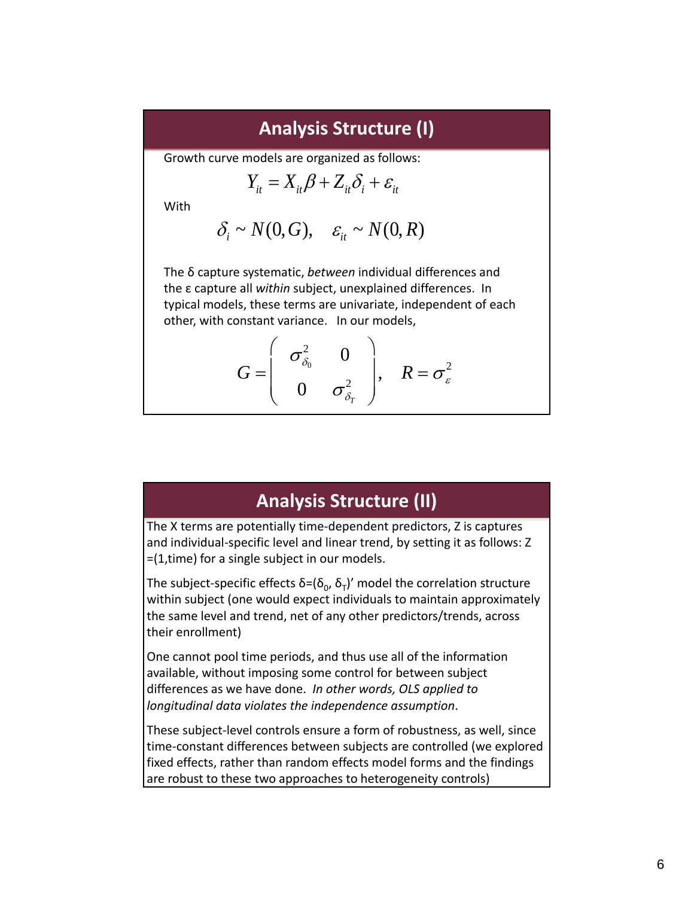## Analysis Structure (I)

Growth curve models are organized as follows:

$$Y_{it} = X_{it}\beta + Z_{it}\delta_i + \varepsilon_{it}$$

With

$$\delta_i \sim N(0,G), \quad \varepsilon_{it} \sim N(0,R)$$

The δ capture systematic, *between* individual differences and the ε capture all *within* subject, unexplained differences. In typical models, these terms are univariate, independent of each other, with constant variance. In our models,

$$G = \begin{pmatrix} \sigma^2_{\delta_0} & 0 \\ 0 & \sigma^2_{\delta_T} \end{pmatrix}, \quad R = \sigma^2_{\varepsilon}$$

## Analysis Structure (II)

The X terms are potentially time-dependent predictors, Z is captures and individual-specific level and linear trend, by setting it as follows: Z =(1,time) for a single subject in our models.

The subject-specific effects $\delta=(\delta_0, \delta_T)'$ model the correlation structure within subject (one would expect individuals to maintain approximately the same level and trend, net of any other predictors/trends, across their enrollment)

One cannot pool time periods, and thus use all of the information available, without imposing some control for between subject differences as we have done. *In other words, OLS applied to longitudinal data violates the independence assumption*.

These subject-level controls ensure a form of robustness, as well, since time-constant differences between subjects are controlled (we explored fixed effects, rather than random effects model forms and the findings are robust to these two approaches to heterogeneity controls)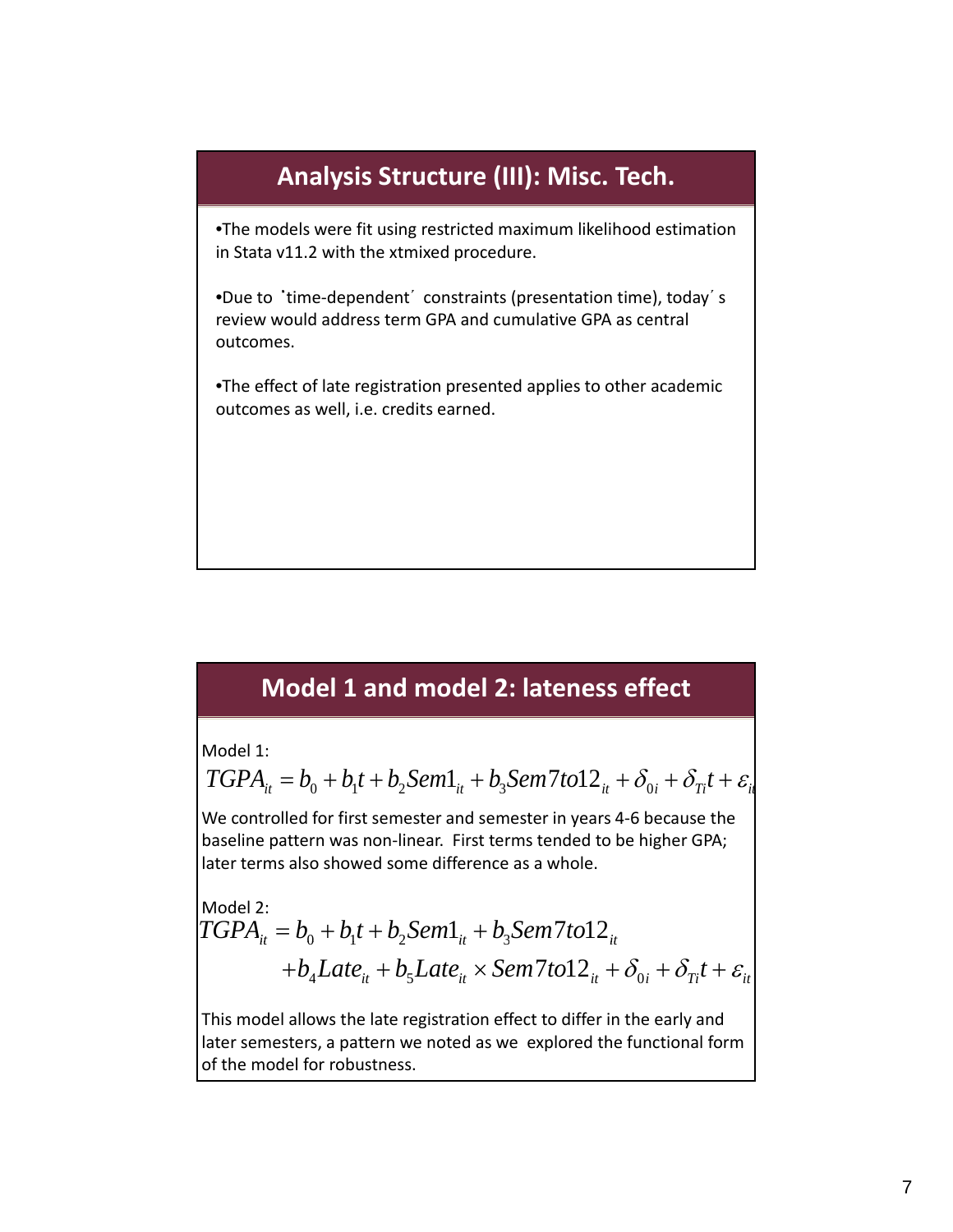## Analysis Structure (III): Misc. Tech.

- The models were fit using restricted maximum likelihood estimation in Stata v11.2 with the xtmixed procedure.

- Due to 'time-dependent' constraints (presentation time), today's review would address term GPA and cumulative GPA as central outcomes.

- The effect of late registration presented applies to other academic outcomes as well, i.e. credits earned.

## Model 1 and model 2: lateness effect

Model 1:

$$TGPA_{it} = b_0 + b_1 t + b_2 Sem1_{it} + b_3 Sem7to12_{it} + \delta_{0i} + \delta_{Ti} t + \varepsilon_{it}$$

We controlled for first semester and semester in years 4-6 because the baseline pattern was non-linear. First terms tended to be higher GPA; later terms also showed some difference as a whole.

Model 2:

$$TGPA_{it} = b_0 + b_1 t + b_2 Sem1_{it} + b_3 Sem7to12_{it} + b_4 Late_{it} + b_5 Late_{it} \times Sem7to12_{it} + \delta_{0i} + \delta_{Ti} t + \varepsilon_{it}$$

This model allows the late registration effect to differ in the early and later semesters, a pattern we noted as we explored the functional form of the model for robustness.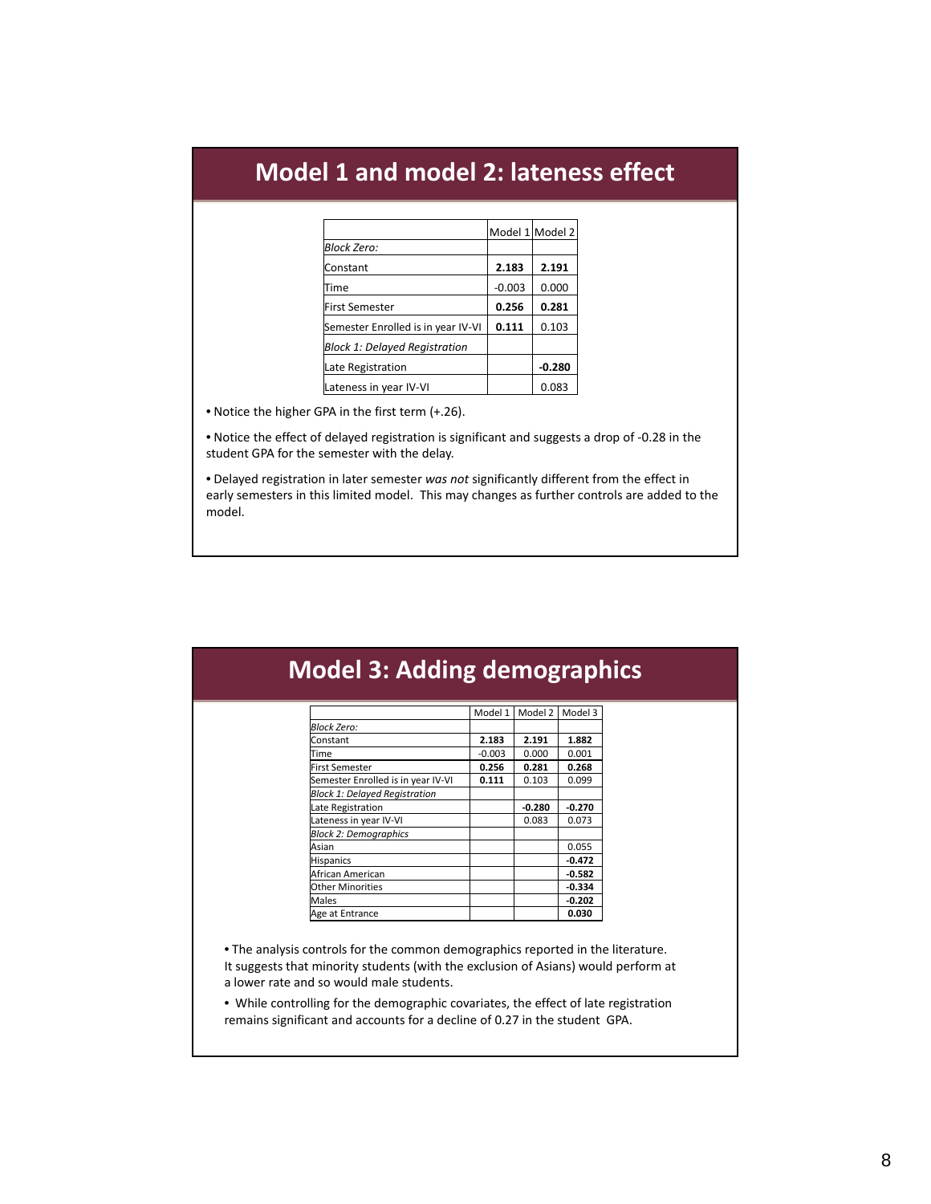## Model 1 and model 2: lateness effect

| | Model 1 | Model 2 |
|---|---|---|
| *Block Zero:* | | |
| Constant | **2.183** | **2.191** |
| Time | -0.003 | 0.000 |
| First Semester | **0.256** | **0.281** |
| Semester Enrolled is in year IV-VI | **0.111** | 0.103 |
| *Block 1: Delayed Registration* | | |
| Late Registration | | **-0.280** |
| Lateness in year IV-VI | | 0.083 |

- Notice the higher GPA in the first term (+.26).
- Notice the effect of delayed registration is significant and suggests a drop of -0.28 in the student GPA for the semester with the delay.
- Delayed registration in later semester *was not* significantly different from the effect in early semesters in this limited model. This may changes as further controls are added to the model.

## Model 3: Adding demographics

| | Model 1 | Model 2 | Model 3 |
|---|---|---|---|
| *Block Zero:* | | | |
| Constant | **2.183** | **2.191** | **1.882** |
| Time | -0.003 | 0.000 | 0.001 |
| First Semester | **0.256** | **0.281** | **0.268** |
| Semester Enrolled is in year IV-VI | **0.111** | 0.103 | 0.099 |
| *Block 1: Delayed Registration* | | | |
| Late Registration | | **-0.280** | **-0.270** |
| Lateness in year IV-VI | | 0.083 | 0.073 |
| *Block 2: Demographics* | | | |
| Asian | | | 0.055 |
| Hispanics | | | **-0.472** |
| African American | | | **-0.582** |
| Other Minorities | | | **-0.334** |
| Males | | | **-0.202** |
| Age at Entrance | | | **0.030** |

- The analysis controls for the common demographics reported in the literature. It suggests that minority students (with the exclusion of Asians) would perform at a lower rate and so would male students.
- While controlling for the demographic covariates, the effect of late registration remains significant and accounts for a decline of 0.27 in the student GPA.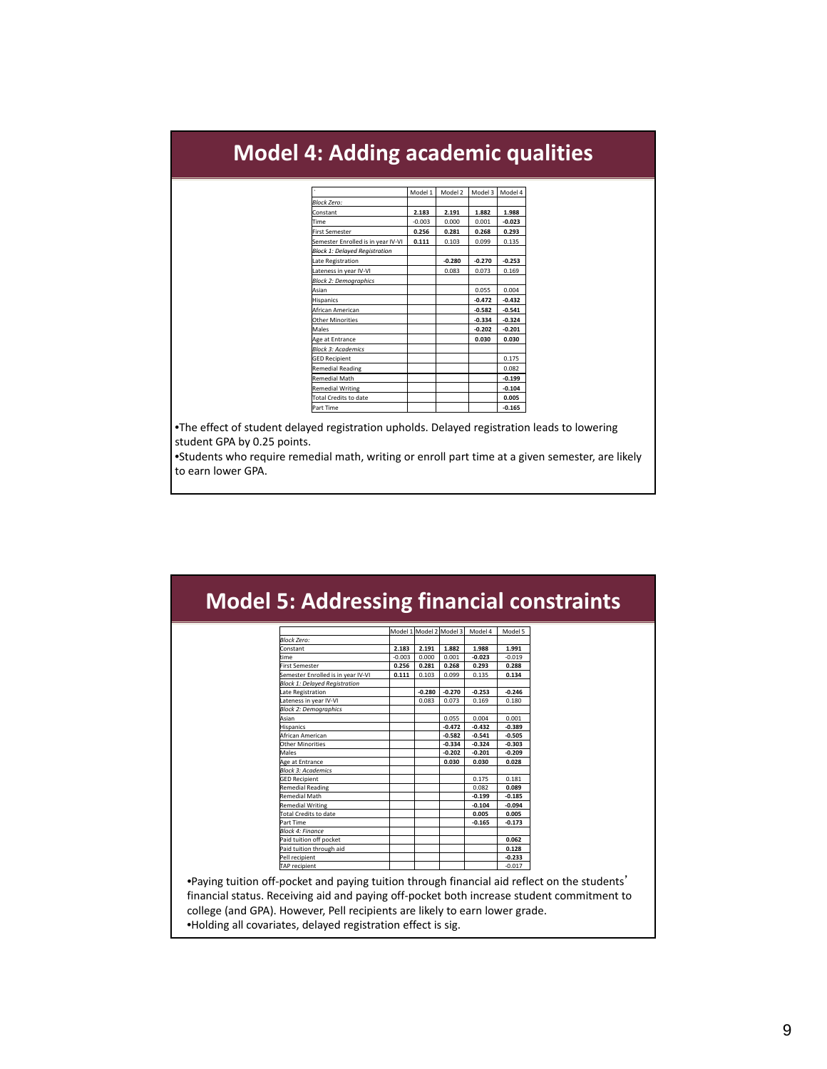## Model 4: Adding academic qualities

| ` | Model 1 | Model 2 | Model 3 | Model 4 |
|---|---|---|---|---|
| *Block Zero:* | | | | |
| Constant | **2.183** | **2.191** | **1.882** | **1.988** |
| Time | -0.003 | 0.000 | 0.001 | **-0.023** |
| First Semester | **0.256** | **0.281** | **0.268** | **0.293** |
| Semester Enrolled is in year IV-VI | **0.111** | 0.103 | 0.099 | 0.135 |
| *Block 1: Delayed Registration* | | | | |
| Late Registration | | **-0.280** | **-0.270** | **-0.253** |
| Lateness in year IV-VI | | 0.083 | 0.073 | 0.169 |
| *Block 2: Demographics* | | | | |
| Asian | | | 0.055 | 0.004 |
| Hispanics | | | **-0.472** | **-0.432** |
| African American | | | **-0.582** | **-0.541** |
| Other Minorities | | | **-0.334** | **-0.324** |
| Males | | | **-0.202** | **-0.201** |
| Age at Entrance | | | **0.030** | **0.030** |
| *Block 3: Academics* | | | | |
| GED Recipient | | | | 0.175 |
| Remedial Reading | | | | 0.082 |
| Remedial Math | | | | **-0.199** |
| Remedial Writing | | | | **-0.104** |
| Total Credits to date | | | | **0.005** |
| Part Time | | | | **-0.165** |

- The effect of student delayed registration upholds. Delayed registration leads to lowering student GPA by 0.25 points.
- Students who require remedial math, writing or enroll part time at a given semester, are likely to earn lower GPA.

## Model 5: Addressing financial constraints

| | Model 1 | Model 2 | Model 3 | Model 4 | Model 5 |
|---|---|---|---|---|---|
| *Block Zero:* | | | | | |
| Constant | **2.183** | **2.191** | **1.882** | **1.988** | **1.991** |
| time | -0.003 | 0.000 | 0.001 | **-0.023** | -0.019 |
| First Semester | **0.256** | **0.281** | **0.268** | **0.293** | **0.288** |
| Semester Enrolled is in year IV-VI | **0.111** | 0.103 | 0.099 | 0.135 | **0.134** |
| *Block 1: Delayed Registration* | | | | | |
| Late Registration | | **-0.280** | **-0.270** | **-0.253** | **-0.246** |
| Lateness in year IV-VI | | 0.083 | 0.073 | 0.169 | 0.180 |
| *Block 2: Demographics* | | | | | |
| Asian | | | 0.055 | 0.004 | 0.001 |
| Hispanics | | | **-0.472** | **-0.432** | **-0.389** |
| African American | | | **-0.582** | **-0.541** | **-0.505** |
| Other Minorities | | | **-0.334** | **-0.324** | **-0.303** |
| Males | | | **-0.202** | **-0.201** | **-0.209** |
| Age at Entrance | | | **0.030** | **0.030** | **0.028** |
| *Block 3: Academics* | | | | | |
| GED Recipient | | | | 0.175 | 0.181 |
| Remedial Reading | | | | 0.082 | **0.089** |
| Remedial Math | | | | **-0.199** | **-0.185** |
| Remedial Writing | | | | **-0.104** | **-0.094** |
| Total Credits to date | | | | **0.005** | **0.005** |
| Part Time | | | | **-0.165** | **-0.173** |
| *Block 4: Finance* | | | | | |
| Paid tuition off pocket | | | | | **0.062** |
| Paid tuition through aid | | | | | **0.128** |
| Pell recipient | | | | | **-0.233** |
| TAP recipient | | | | | -0.017 |

- Paying tuition off-pocket and paying tuition through financial aid reflect on the students' financial status. Receiving aid and paying off-pocket both increase student commitment to college (and GPA). However, Pell recipients are likely to earn lower grade.
- Holding all covariates, delayed registration effect is sig.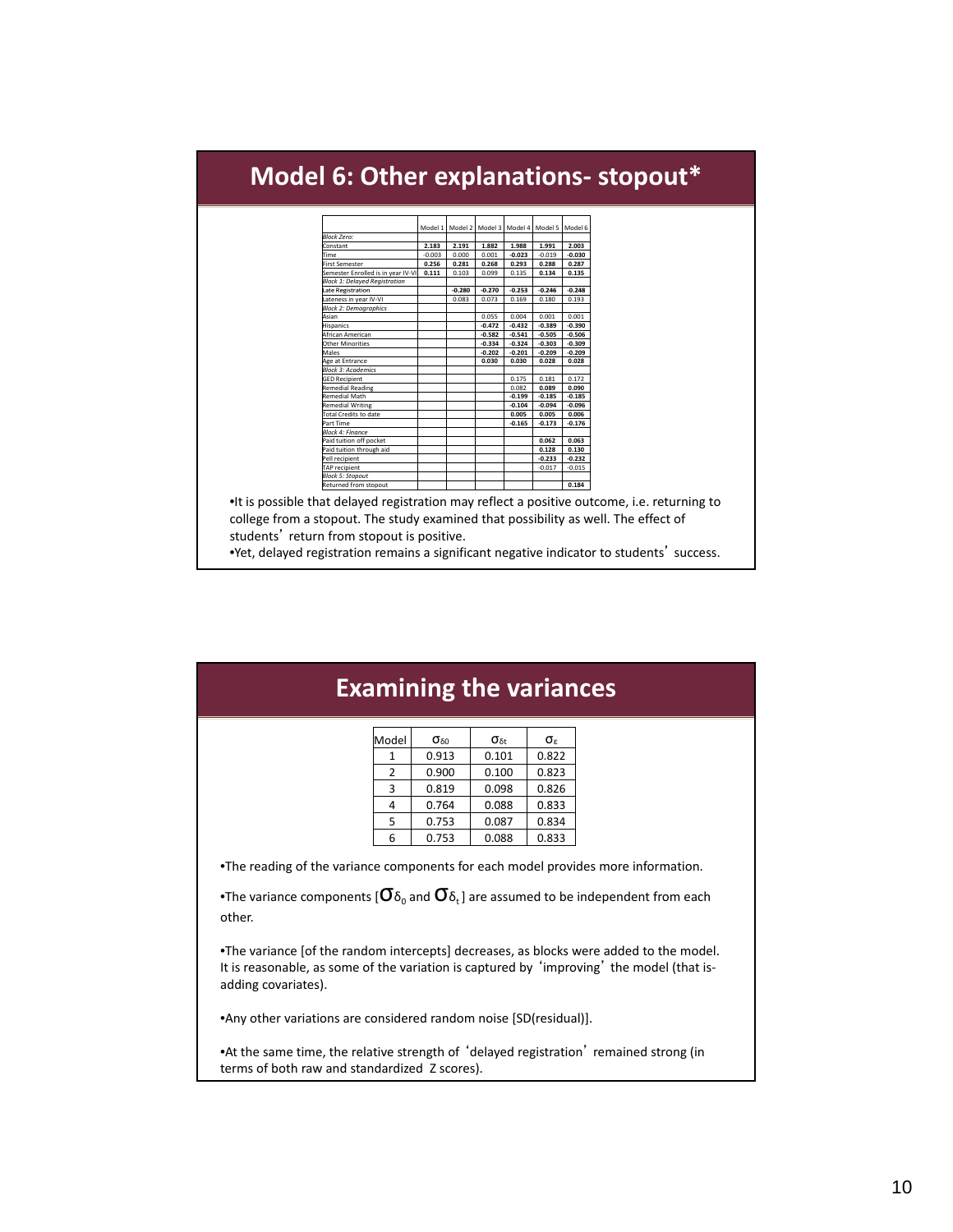# Model 6: Other explanations- stopout*

| | Model 1 | Model 2 | Model 3 | Model 4 | Model 5 | Model 6 |
|---|---|---|---|---|---|---|
| *Block Zero:* | | | | | | |
| Constant | **2.183** | **2.191** | **1.882** | **1.988** | **1.991** | **2.003** |
| Time | -0.003 | 0.000 | 0.001 | **-0.023** | -0.019 | **-0.030** |
| First Semester | **0.256** | **0.281** | **0.268** | **0.293** | **0.288** | **0.287** |
| Semester Enrolled is in year IV-VI | **0.111** | 0.103 | 0.099 | 0.135 | **0.134** | **0.135** |
| *Block 1: Delayed Registration* | | | | | | |
| Late Registration | | **-0.280** | **-0.270** | **-0.253** | **-0.246** | **-0.248** |
| Lateness in year IV-VI | | 0.083 | 0.073 | 0.169 | 0.180 | 0.193 |
| *Block 2: Demographics* | | | | | | |
| Asian | | | 0.055 | 0.004 | 0.001 | 0.001 |
| Hispanics | | | **-0.472** | **-0.432** | **-0.389** | **-0.390** |
| African American | | | **-0.582** | **-0.541** | **-0.505** | **-0.506** |
| Other Minorities | | | **-0.334** | **-0.324** | **-0.303** | **-0.309** |
| Males | | | **-0.202** | **-0.201** | **-0.209** | **-0.209** |
| Age at Entrance | | | **0.030** | **0.030** | **0.028** | **0.028** |
| *Block 3: Academics* | | | | | | |
| GED Recipient | | | | 0.175 | 0.181 | 0.172 |
| Remedial Reading | | | | 0.082 | **0.089** | **0.090** |
| Remedial Math | | | | **-0.199** | **-0.185** | **-0.185** |
| Remedial Writing | | | | **-0.104** | **-0.094** | **-0.096** |
| Total Credits to date | | | | **0.005** | **0.005** | **0.006** |
| Part Time | | | | **-0.165** | **-0.173** | **-0.176** |
| *Block 4: Finance* | | | | | | |
| Paid tuition off pocket | | | | | **0.062** | **0.063** |
| Paid tuition through aid | | | | | **0.128** | **0.130** |
| Pell recipient | | | | | **-0.233** | **-0.232** |
| TAP recipient | | | | | -0.017 | -0.015 |
| *Block 5: Stopout* | | | | | | |
| Returned from stopout | | | | | | **0.184** |

- It is possible that delayed registration may reflect a positive outcome, i.e. returning to college from a stopout. The study examined that possibility as well. The effect of students' return from stopout is positive.
- Yet, delayed registration remains a significant negative indicator to students' success.

# Examining the variances

| Model | $\sigma_{\delta 0}$ | $\sigma_{\delta t}$ | $\sigma_{\varepsilon}$ |
|---|---|---|---|
| 1 | 0.913 | 0.101 | 0.822 |
| 2 | 0.900 | 0.100 | 0.823 |
| 3 | 0.819 | 0.098 | 0.826 |
| 4 | 0.764 | 0.088 | 0.833 |
| 5 | 0.753 | 0.087 | 0.834 |
| 6 | 0.753 | 0.088 | 0.833 |

- The reading of the variance components for each model provides more information.
- The variance components [$\sigma_{\delta_0}$ and $\sigma_{\delta_t}$] are assumed to be independent from each other.
- The variance [of the random intercepts] decreases, as blocks were added to the model. It is reasonable, as some of the variation is captured by 'improving' the model (that is- adding covariates).
- Any other variations are considered random noise [SD(residual)].
- At the same time, the relative strength of 'delayed registration' remained strong (in terms of both raw and standardized Z scores).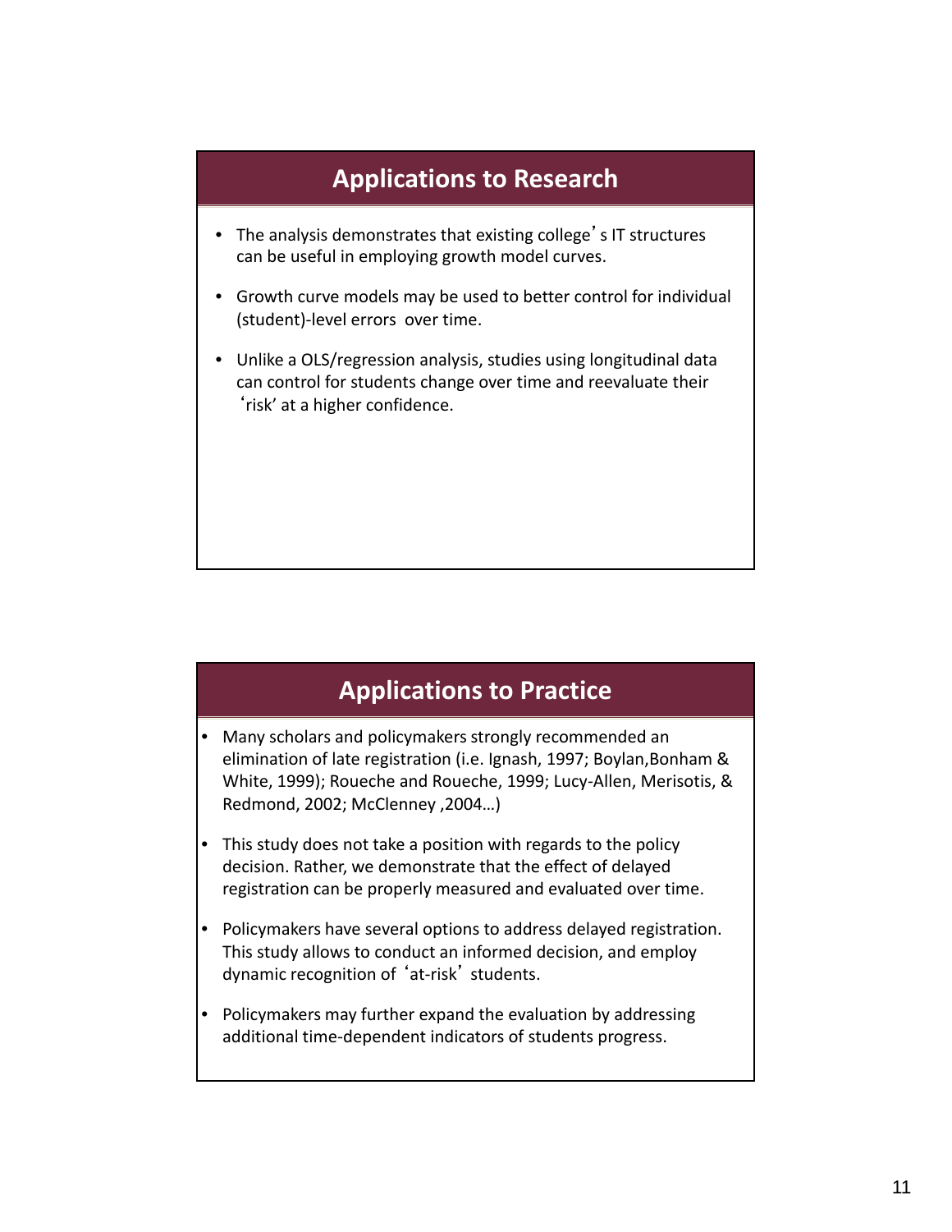## Applications to Research

- The analysis demonstrates that existing college's IT structures can be useful in employing growth model curves.
- Growth curve models may be used to better control for individual (student)-level errors over time.
- Unlike a OLS/regression analysis, studies using longitudinal data can control for students change over time and reevaluate their 'risk' at a higher confidence.

## Applications to Practice

- Many scholars and policymakers strongly recommended an elimination of late registration (i.e. Ignash, 1997; Boylan,Bonham & White, 1999); Roueche and Roueche, 1999; Lucy-Allen, Merisotis, & Redmond, 2002; McClenney ,2004…)
- This study does not take a position with regards to the policy decision. Rather, we demonstrate that the effect of delayed registration can be properly measured and evaluated over time.
- Policymakers have several options to address delayed registration. This study allows to conduct an informed decision, and employ dynamic recognition of 'at-risk' students.
- Policymakers may further expand the evaluation by addressing additional time-dependent indicators of students progress.